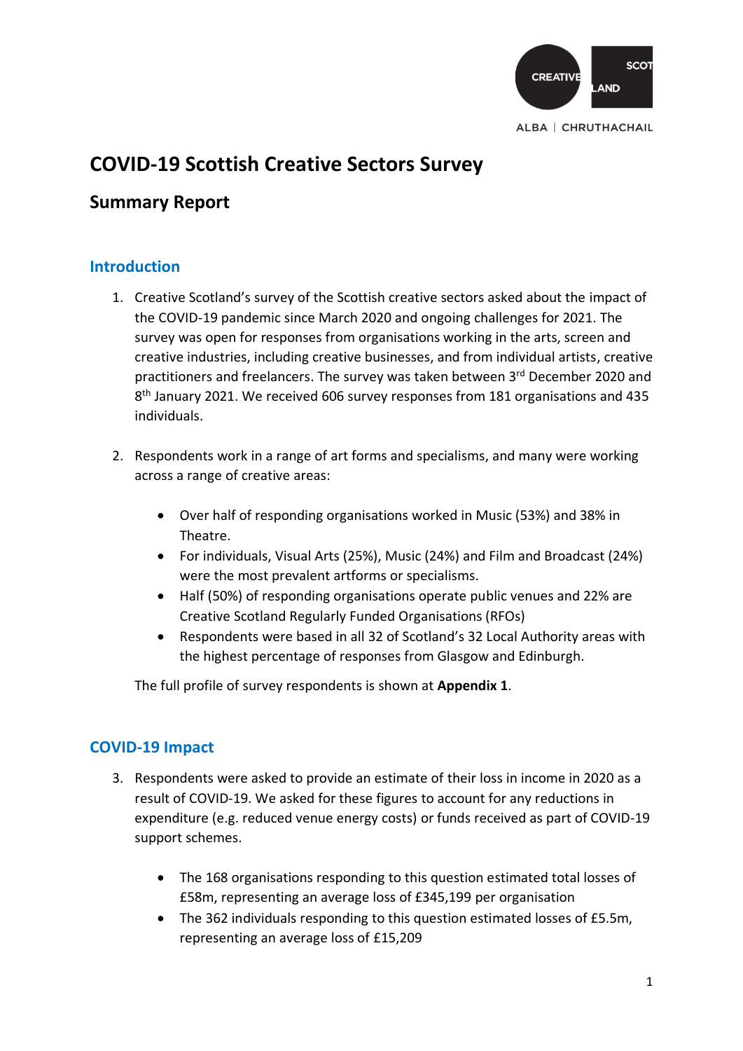# COVID-19 Scottish Creative Sectors Survey

## Summary Report

### Introduction

1. Creative Scotland's survey of the Scottish creative sectors asked about the impact of the COVID-19 pandemic since March 2020 and ongoing challenges for 2021. The survey was open for responses from organisations working in the arts, screen and creative industries, including creative businesses, and from individual artists, creative practitioners and freelancers. The survey was taken between 3rd December 2020 and 8th January 2021. We received 606 survey responses from 181 organisations and 435 individuals.

2. Respondents work in a range of art forms and specialisms, and many were working across a range of creative areas:

   - Over half of responding organisations worked in Music (53%) and 38% in Theatre.
   - For individuals, Visual Arts (25%), Music (24%) and Film and Broadcast (24%) were the most prevalent artforms or specialisms.
   - Half (50%) of responding organisations operate public venues and 22% are Creative Scotland Regularly Funded Organisations (RFOs)
   - Respondents were based in all 32 of Scotland's 32 Local Authority areas with the highest percentage of responses from Glasgow and Edinburgh.

   The full profile of survey respondents is shown at **Appendix 1**.

### COVID-19 Impact

3. Respondents were asked to provide an estimate of their loss in income in 2020 as a result of COVID-19. We asked for these figures to account for any reductions in expenditure (e.g. reduced venue energy costs) or funds received as part of COVID-19 support schemes.

   - The 168 organisations responding to this question estimated total losses of £58m, representing an average loss of £345,199 per organisation
   - The 362 individuals responding to this question estimated losses of £5.5m, representing an average loss of £15,209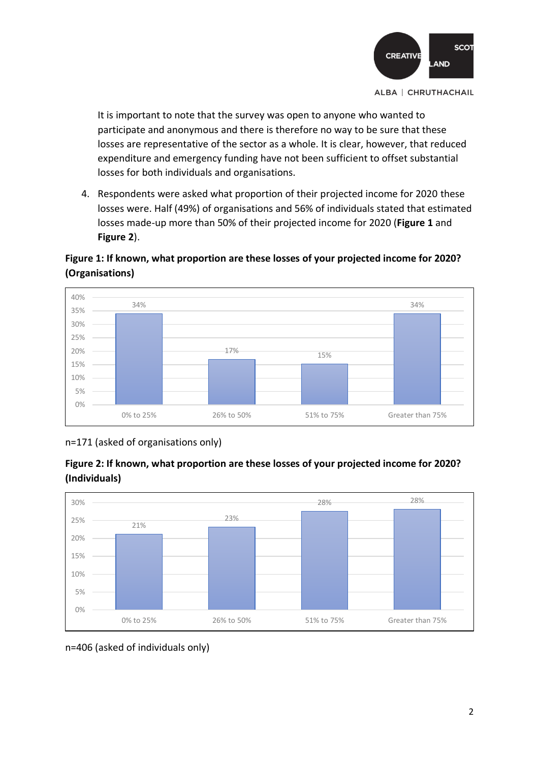It is important to note that the survey was open to anyone who wanted to participate and anonymous and there is therefore no way to be sure that these losses are representative of the sector as a whole. It is clear, however, that reduced expenditure and emergency funding have not been sufficient to offset substantial losses for both individuals and organisations.

4. Respondents were asked what proportion of their projected income for 2020 these losses were. Half (49%) of organisations and 56% of individuals stated that estimated losses made-up more than 50% of their projected income for 2020 (**Figure 1** and **Figure 2**).

**Figure 1: If known, what proportion are these losses of your projected income for 2020? (Organisations)**

| 0% to 25% | 26% to 50% | 51% to 75% | Greater than 75% |
|---|---|---|---|
| 34% | 17% | 15% | 34% |

n=171 (asked of organisations only)

**Figure 2: If known, what proportion are these losses of your projected income for 2020? (Individuals)**

| 0% to 25% | 26% to 50% | 51% to 75% | Greater than 75% |
|---|---|---|---|
| 21% | 23% | 28% | 28% |

n=406 (asked of individuals only)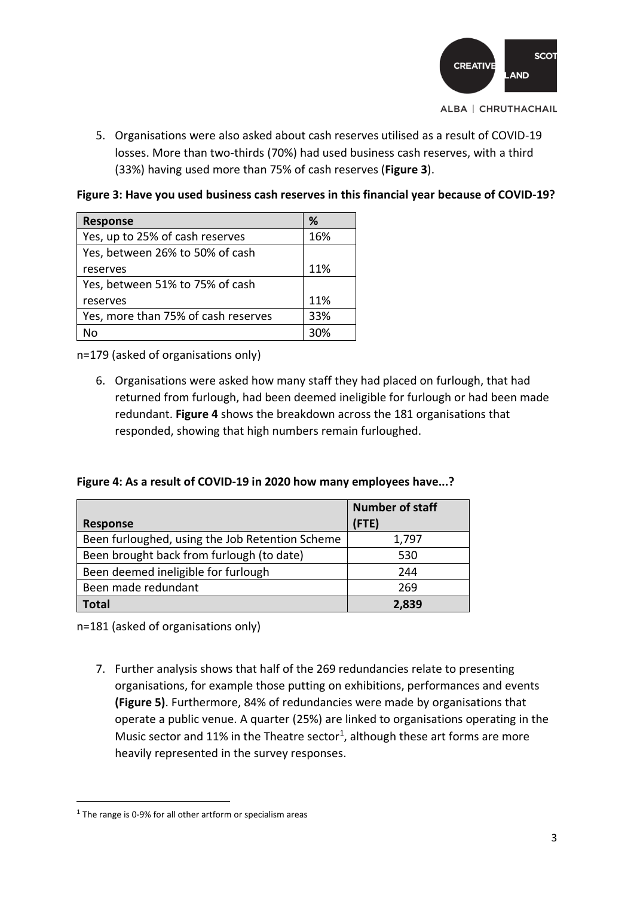5. Organisations were also asked about cash reserves utilised as a result of COVID-19 losses. More than two-thirds (70%) had used business cash reserves, with a third (33%) having used more than 75% of cash reserves (**Figure 3**).

**Figure 3: Have you used business cash reserves in this financial year because of COVID-19?**

| Response | % |
|---|---|
| Yes, up to 25% of cash reserves | 16% |
| Yes, between 26% to 50% of cash reserves | 11% |
| Yes, between 51% to 75% of cash reserves | 11% |
| Yes, more than 75% of cash reserves | 33% |
| No | 30% |

n=179 (asked of organisations only)

6. Organisations were asked how many staff they had placed on furlough, that had returned from furlough, had been deemed ineligible for furlough or had been made redundant. **Figure 4** shows the breakdown across the 181 organisations that responded, showing that high numbers remain furloughed.

**Figure 4: As a result of COVID-19 in 2020 how many employees have...?**

| Response | Number of staff (FTE) |
|---|---|
| Been furloughed, using the Job Retention Scheme | 1,797 |
| Been brought back from furlough (to date) | 530 |
| Been deemed ineligible for furlough | 244 |
| Been made redundant | 269 |
| **Total** | **2,839** |

n=181 (asked of organisations only)

7. Further analysis shows that half of the 269 redundancies relate to presenting organisations, for example those putting on exhibitions, performances and events **(Figure 5)**. Furthermore, 84% of redundancies were made by organisations that operate a public venue. A quarter (25%) are linked to organisations operating in the Music sector and 11% in the Theatre sector[1], although these art forms are more heavily represented in the survey responses.

[1] The range is 0-9% for all other artform or specialism areas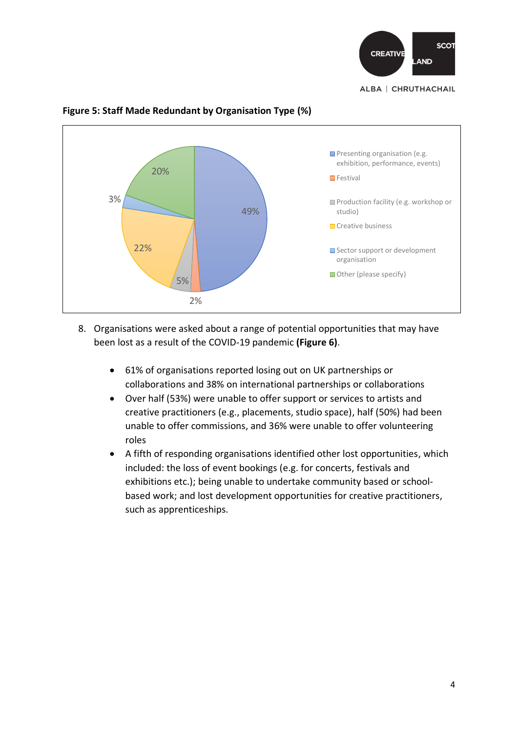**Figure 5: Staff Made Redundant by Organisation Type (%)**

| Organisation Type | % |
|---|---|
| Presenting organisation (e.g. exhibition, performance, events) | 49% |
| Festival | 2% |
| Production facility (e.g. workshop or studio) | 5% |
| Creative business | 22% |
| Sector support or development organisation | 3% |
| Other (please specify) | 20% |

8. Organisations were asked about a range of potential opportunities that may have been lost as a result of the COVID-19 pandemic **(Figure 6)**.

    - 61% of organisations reported losing out on UK partnerships or collaborations and 38% on international partnerships or collaborations
    - Over half (53%) were unable to offer support or services to artists and creative practitioners (e.g., placements, studio space), half (50%) had been unable to offer commissions, and 36% were unable to offer volunteering roles
    - A fifth of responding organisations identified other lost opportunities, which included: the loss of event bookings (e.g. for concerts, festivals and exhibitions etc.); being unable to undertake community based or school-based work; and lost development opportunities for creative practitioners, such as apprenticeships.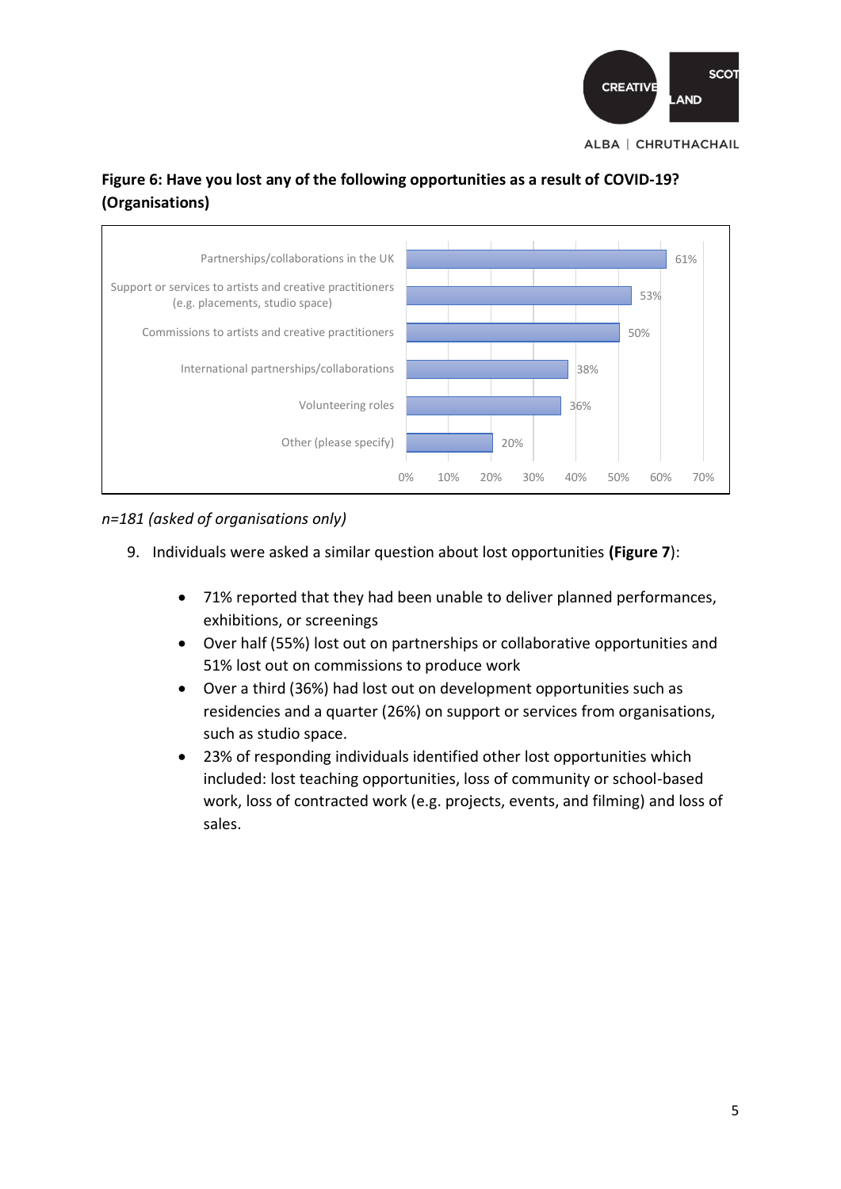**Figure 6: Have you lost any of the following opportunities as a result of COVID-19? (Organisations)**

| Opportunity | % |
|---|---|
| Partnerships/collaborations in the UK | 61% |
| Support or services to artists and creative practitioners (e.g. placements, studio space) | 53% |
| Commissions to artists and creative practitioners | 50% |
| International partnerships/collaborations | 38% |
| Volunteering roles | 36% |
| Other (please specify) | 20% |

*n=181 (asked of organisations only)*

9. Individuals were asked a similar question about lost opportunities **(Figure 7**):

   - 71% reported that they had been unable to deliver planned performances, exhibitions, or screenings
   - Over half (55%) lost out on partnerships or collaborative opportunities and 51% lost out on commissions to produce work
   - Over a third (36%) had lost out on development opportunities such as residencies and a quarter (26%) on support or services from organisations, such as studio space.
   - 23% of responding individuals identified other lost opportunities which included: lost teaching opportunities, loss of community or school-based work, loss of contracted work (e.g. projects, events, and filming) and loss of sales.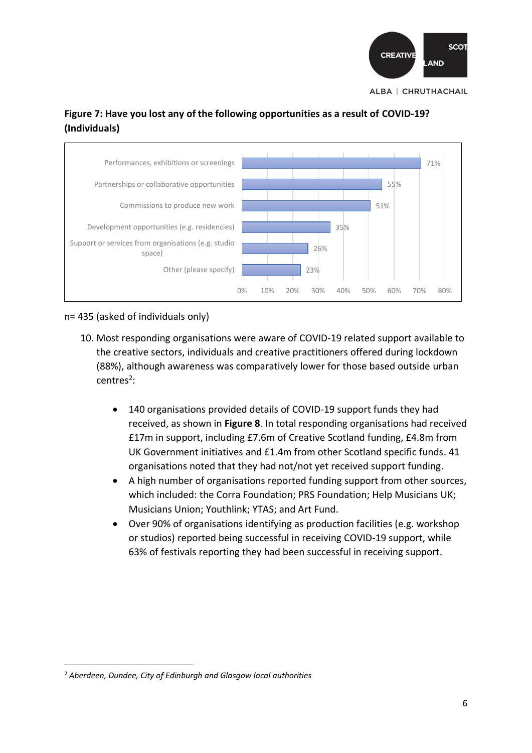**Figure 7: Have you lost any of the following opportunities as a result of COVID-19? (Individuals)**

| Opportunity | % |
|---|---|
| Performances, exhibitions or screenings | 71% |
| Partnerships or collaborative opportunities | 55% |
| Commissions to produce new work | 51% |
| Development opportunities (e.g. residencies) | 35% |
| Support or services from organisations (e.g. studio space) | 26% |
| Other (please specify) | 23% |

n= 435 (asked of individuals only)

10. Most responding organisations were aware of COVID-19 related support available to the creative sectors, individuals and creative practitioners offered during lockdown (88%), although awareness was comparatively lower for those based outside urban centres[2]:

    - 140 organisations provided details of COVID-19 support funds they had received, as shown in **Figure 8**. In total responding organisations had received £17m in support, including £7.6m of Creative Scotland funding, £4.8m from UK Government initiatives and £1.4m from other Scotland specific funds. 41 organisations noted that they had not/not yet received support funding.
    - A high number of organisations reported funding support from other sources, which included: the Corra Foundation; PRS Foundation; Help Musicians UK; Musicians Union; Youthlink; YTAS; and Art Fund.
    - Over 90% of organisations identifying as production facilities (e.g. workshop or studios) reported being successful in receiving COVID-19 support, while 63% of festivals reporting they had been successful in receiving support.

[2] *Aberdeen, Dundee, City of Edinburgh and Glasgow local authorities*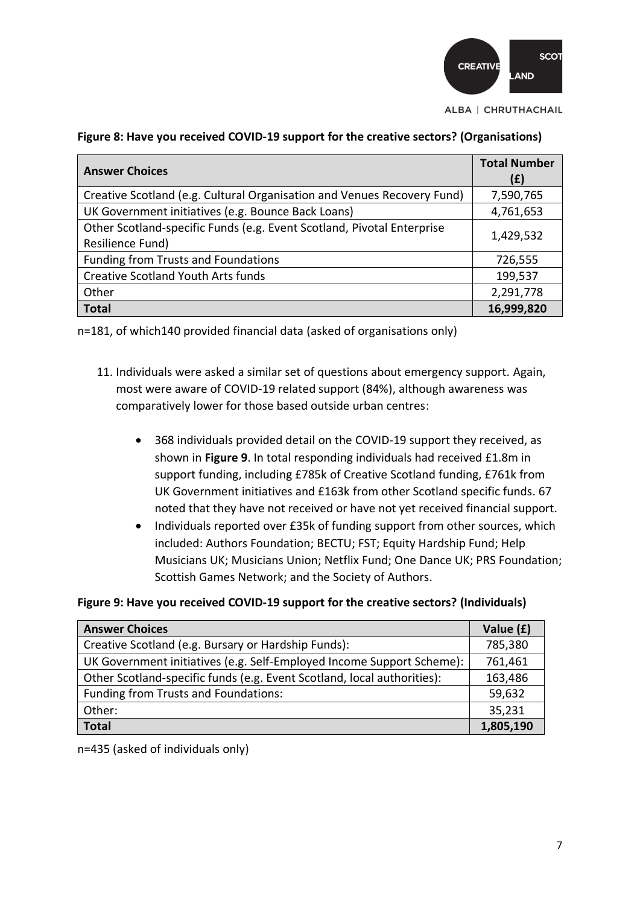**Figure 8: Have you received COVID-19 support for the creative sectors? (Organisations)**

| Answer Choices | Total Number (£) |
|---|---|
| Creative Scotland (e.g. Cultural Organisation and Venues Recovery Fund) | 7,590,765 |
| UK Government initiatives (e.g. Bounce Back Loans) | 4,761,653 |
| Other Scotland-specific Funds (e.g. Event Scotland, Pivotal Enterprise Resilience Fund) | 1,429,532 |
| Funding from Trusts and Foundations | 726,555 |
| Creative Scotland Youth Arts funds | 199,537 |
| Other | 2,291,778 |
| **Total** | **16,999,820** |

n=181, of which140 provided financial data (asked of organisations only)

11. Individuals were asked a similar set of questions about emergency support. Again, most were aware of COVID-19 related support (84%), although awareness was comparatively lower for those based outside urban centres:

    - 368 individuals provided detail on the COVID-19 support they received, as shown in **Figure 9**. In total responding individuals had received £1.8m in support funding, including £785k of Creative Scotland funding, £761k from UK Government initiatives and £163k from other Scotland specific funds. 67 noted that they have not received or have not yet received financial support.
    - Individuals reported over £35k of funding support from other sources, which included: Authors Foundation; BECTU; FST; Equity Hardship Fund; Help Musicians UK; Musicians Union; Netflix Fund; One Dance UK; PRS Foundation; Scottish Games Network; and the Society of Authors.

**Figure 9: Have you received COVID-19 support for the creative sectors? (Individuals)**

| Answer Choices | Value (£) |
|---|---|
| Creative Scotland (e.g. Bursary or Hardship Funds): | 785,380 |
| UK Government initiatives (e.g. Self-Employed Income Support Scheme): | 761,461 |
| Other Scotland-specific funds (e.g. Event Scotland, local authorities): | 163,486 |
| Funding from Trusts and Foundations: | 59,632 |
| Other: | 35,231 |
| **Total** | **1,805,190** |

n=435 (asked of individuals only)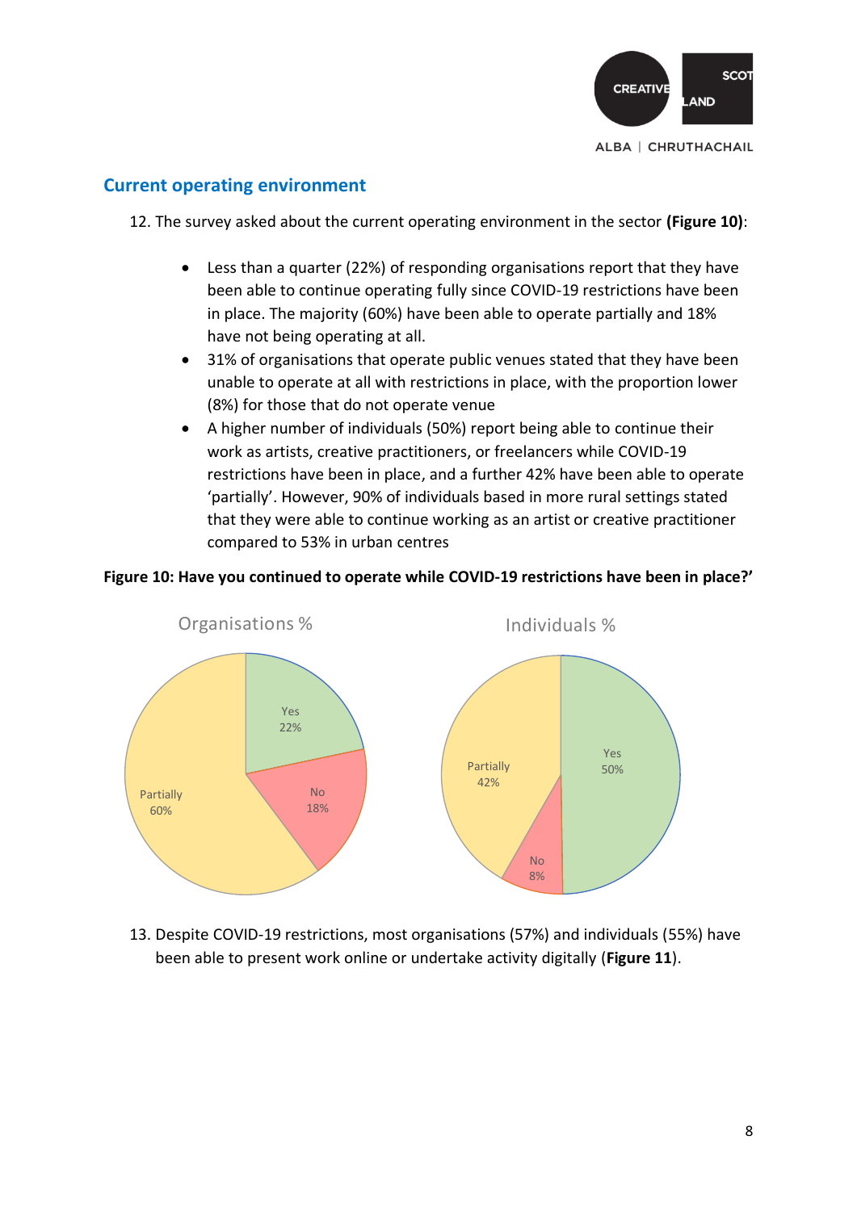## Current operating environment

12. The survey asked about the current operating environment in the sector **(Figure 10)**:

- Less than a quarter (22%) of responding organisations report that they have been able to continue operating fully since COVID-19 restrictions have been in place. The majority (60%) have been able to operate partially and 18% have not being operating at all.
- 31% of organisations that operate public venues stated that they have been unable to operate at all with restrictions in place, with the proportion lower (8%) for those that do not operate venue
- A higher number of individuals (50%) report being able to continue their work as artists, creative practitioners, or freelancers while COVID-19 restrictions have been in place, and a further 42% have been able to operate 'partially'. However, 90% of individuals based in more rural settings stated that they were able to continue working as an artist or creative practitioner compared to 53% in urban centres

**Figure 10: Have you continued to operate while COVID-19 restrictions have been in place?'**

Organisations %

| Response | % |
|---|---|
| Yes | 22% |
| No | 18% |
| Partially | 60% |

Individuals %

| Response | % |
|---|---|
| Yes | 50% |
| No | 8% |
| Partially | 42% |

13. Despite COVID-19 restrictions, most organisations (57%) and individuals (55%) have been able to present work online or undertake activity digitally (**Figure 11**).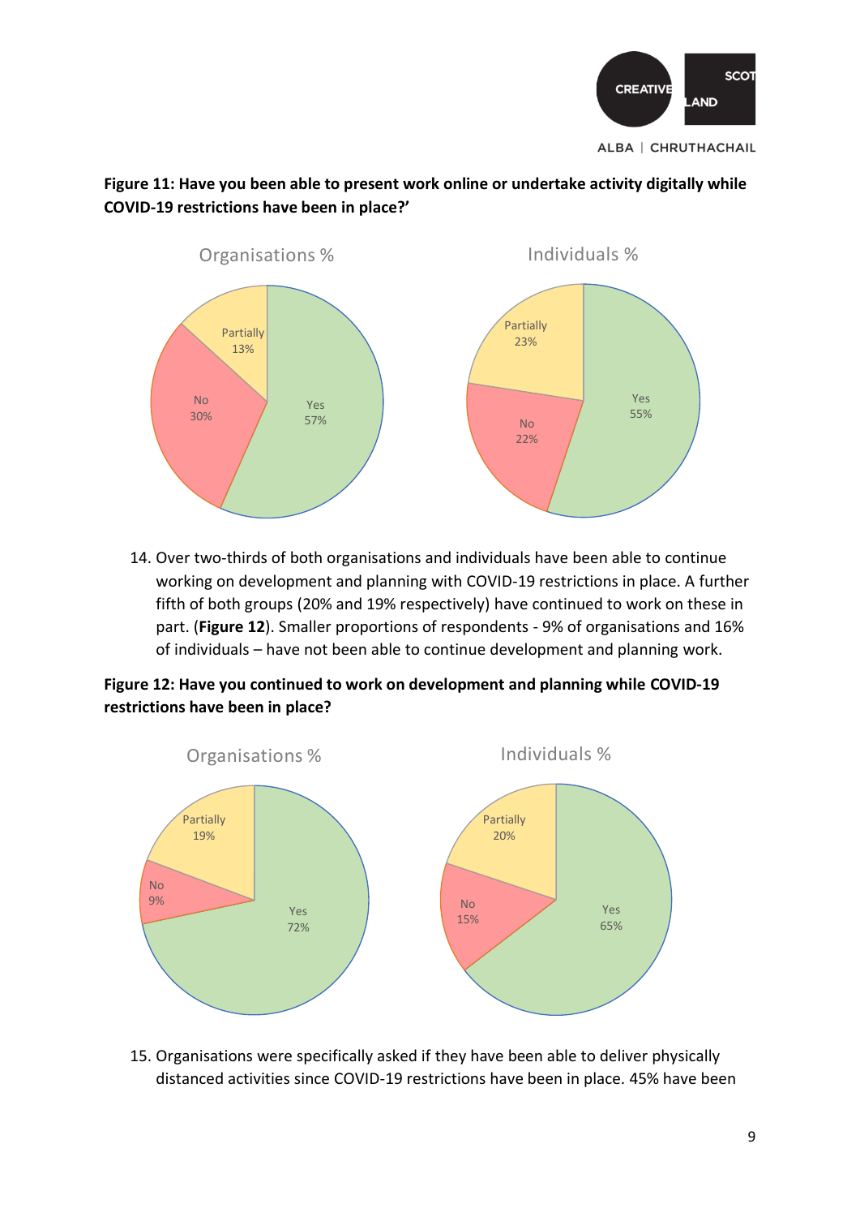**Figure 11: Have you been able to present work online or undertake activity digitally while COVID-19 restrictions have been in place?'**

Organisations %

Yes 57%, No 30%, Partially 13%

Individuals %

Yes 55%, No 22%, Partially 23%

14. Over two-thirds of both organisations and individuals have been able to continue working on development and planning with COVID-19 restrictions in place. A further fifth of both groups (20% and 19% respectively) have continued to work on these in part. (**Figure 12**). Smaller proportions of respondents - 9% of organisations and 16% of individuals – have not been able to continue development and planning work.

**Figure 12: Have you continued to work on development and planning while COVID-19 restrictions have been in place?**

Organisations %

Yes 72%, No 9%, Partially 19%

Individuals %

Yes 65%, No 15%, Partially 20%

15. Organisations were specifically asked if they have been able to deliver physically distanced activities since COVID-19 restrictions have been in place. 45% have been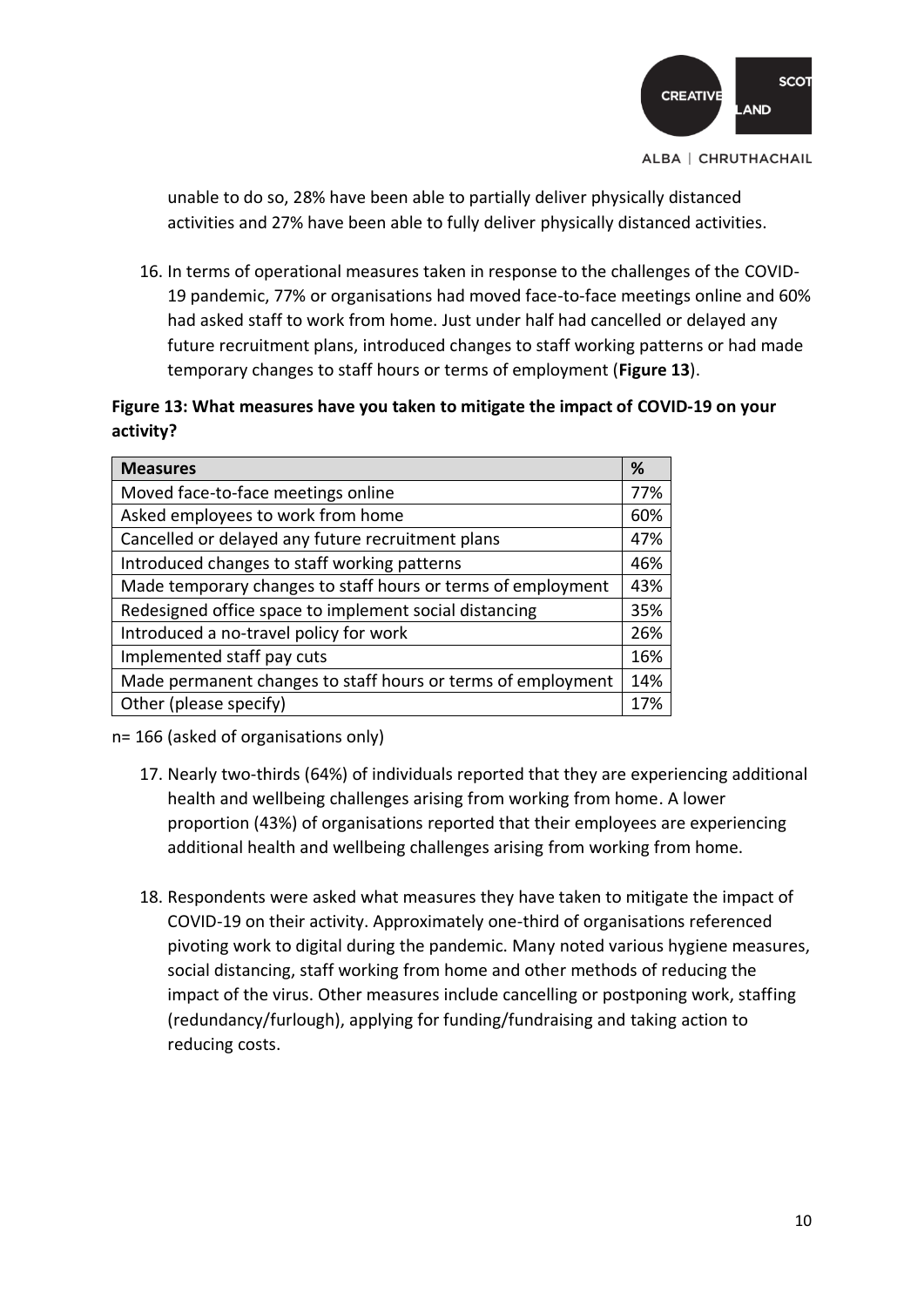unable to do so, 28% have been able to partially deliver physically distanced activities and 27% have been able to fully deliver physically distanced activities.

16. In terms of operational measures taken in response to the challenges of the COVID-19 pandemic, 77% or organisations had moved face-to-face meetings online and 60% had asked staff to work from home. Just under half had cancelled or delayed any future recruitment plans, introduced changes to staff working patterns or had made temporary changes to staff hours or terms of employment (**Figure 13**).

**Figure 13: What measures have you taken to mitigate the impact of COVID-19 on your activity?**

| Measures | % |
|---|---|
| Moved face-to-face meetings online | 77% |
| Asked employees to work from home | 60% |
| Cancelled or delayed any future recruitment plans | 47% |
| Introduced changes to staff working patterns | 46% |
| Made temporary changes to staff hours or terms of employment | 43% |
| Redesigned office space to implement social distancing | 35% |
| Introduced a no-travel policy for work | 26% |
| Implemented staff pay cuts | 16% |
| Made permanent changes to staff hours or terms of employment | 14% |
| Other (please specify) | 17% |

n= 166 (asked of organisations only)

17. Nearly two-thirds (64%) of individuals reported that they are experiencing additional health and wellbeing challenges arising from working from home. A lower proportion (43%) of organisations reported that their employees are experiencing additional health and wellbeing challenges arising from working from home.

18. Respondents were asked what measures they have taken to mitigate the impact of COVID-19 on their activity. Approximately one-third of organisations referenced pivoting work to digital during the pandemic. Many noted various hygiene measures, social distancing, staff working from home and other methods of reducing the impact of the virus. Other measures include cancelling or postponing work, staffing (redundancy/furlough), applying for funding/fundraising and taking action to reducing costs.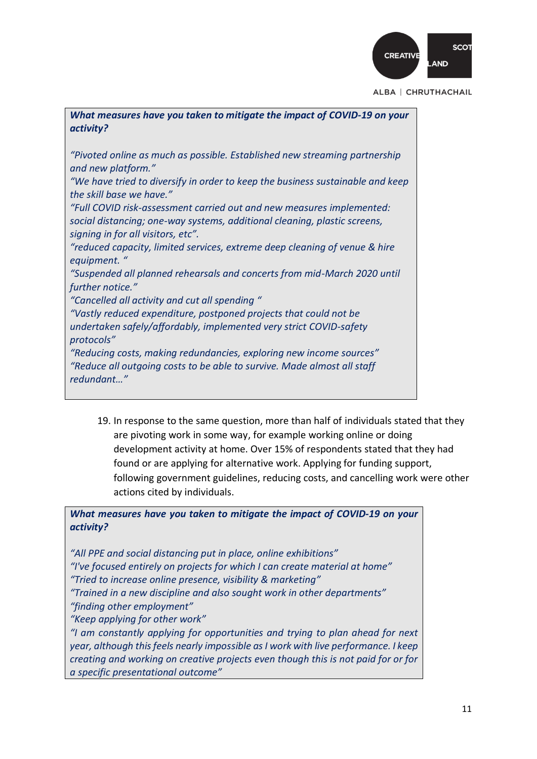***What measures have you taken to mitigate the impact of COVID-19 on your activity?***

*"Pivoted online as much as possible. Established new streaming partnership and new platform."*
*"We have tried to diversify in order to keep the business sustainable and keep the skill base we have."*
*"Full COVID risk-assessment carried out and new measures implemented: social distancing; one-way systems, additional cleaning, plastic screens, signing in for all visitors, etc".*
*"reduced capacity, limited services, extreme deep cleaning of venue & hire equipment. "*
*"Suspended all planned rehearsals and concerts from mid-March 2020 until further notice."*
*"Cancelled all activity and cut all spending "*
*"Vastly reduced expenditure, postponed projects that could not be undertaken safely/affordably, implemented very strict COVID-safety protocols"*
*"Reducing costs, making redundancies, exploring new income sources"*
*"Reduce all outgoing costs to be able to survive. Made almost all staff redundant…"*

19. In response to the same question, more than half of individuals stated that they are pivoting work in some way, for example working online or doing development activity at home. Over 15% of respondents stated that they had found or are applying for alternative work. Applying for funding support, following government guidelines, reducing costs, and cancelling work were other actions cited by individuals.

***What measures have you taken to mitigate the impact of COVID-19 on your activity?***

*"All PPE and social distancing put in place, online exhibitions"*
*"I've focused entirely on projects for which I can create material at home"*
*"Tried to increase online presence, visibility & marketing"*
*"Trained in a new discipline and also sought work in other departments"*
*"finding other employment"*
*"Keep applying for other work"*
*"I am constantly applying for opportunities and trying to plan ahead for next year, although this feels nearly impossible as I work with live performance. I keep creating and working on creative projects even though this is not paid for or for a specific presentational outcome"*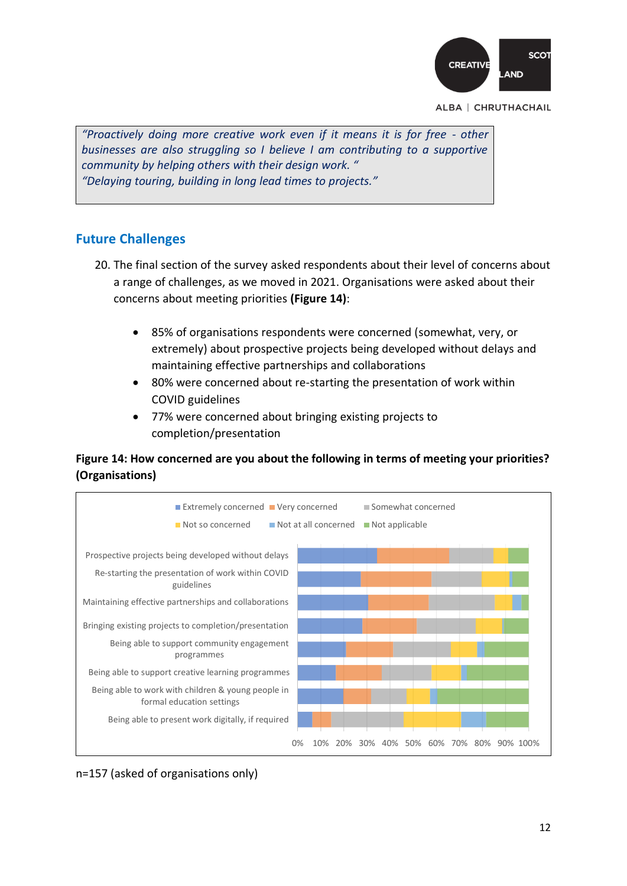> *"Proactively doing more creative work even if it means it is for free - other businesses are also struggling so I believe I am contributing to a supportive community by helping others with their design work. "*
> *"Delaying touring, building in long lead times to projects."*

## Future Challenges

20. The final section of the survey asked respondents about their level of concerns about a range of challenges, as we moved in 2021. Organisations were asked about their concerns about meeting priorities **(Figure 14)**:

    - 85% of organisations respondents were concerned (somewhat, very, or extremely) about prospective projects being developed without delays and maintaining effective partnerships and collaborations
    - 80% were concerned about re-starting the presentation of work within COVID guidelines
    - 77% were concerned about bringing existing projects to completion/presentation

**Figure 14: How concerned are you about the following in terms of meeting your priorities? (Organisations)**

Legend: Extremely concerned, Very concerned, Somewhat concerned, Not so concerned, Not at all concerned, Not applicable

Categories:
- Prospective projects being developed without delays
- Re-starting the presentation of work within COVID guidelines
- Maintaining effective partnerships and collaborations
- Bringing existing projects to completion/presentation
- Being able to support community engagement programmes
- Being able to support creative learning programmes
- Being able to work with children & young people in formal education settings
- Being able to present work digitally, if required

n=157 (asked of organisations only)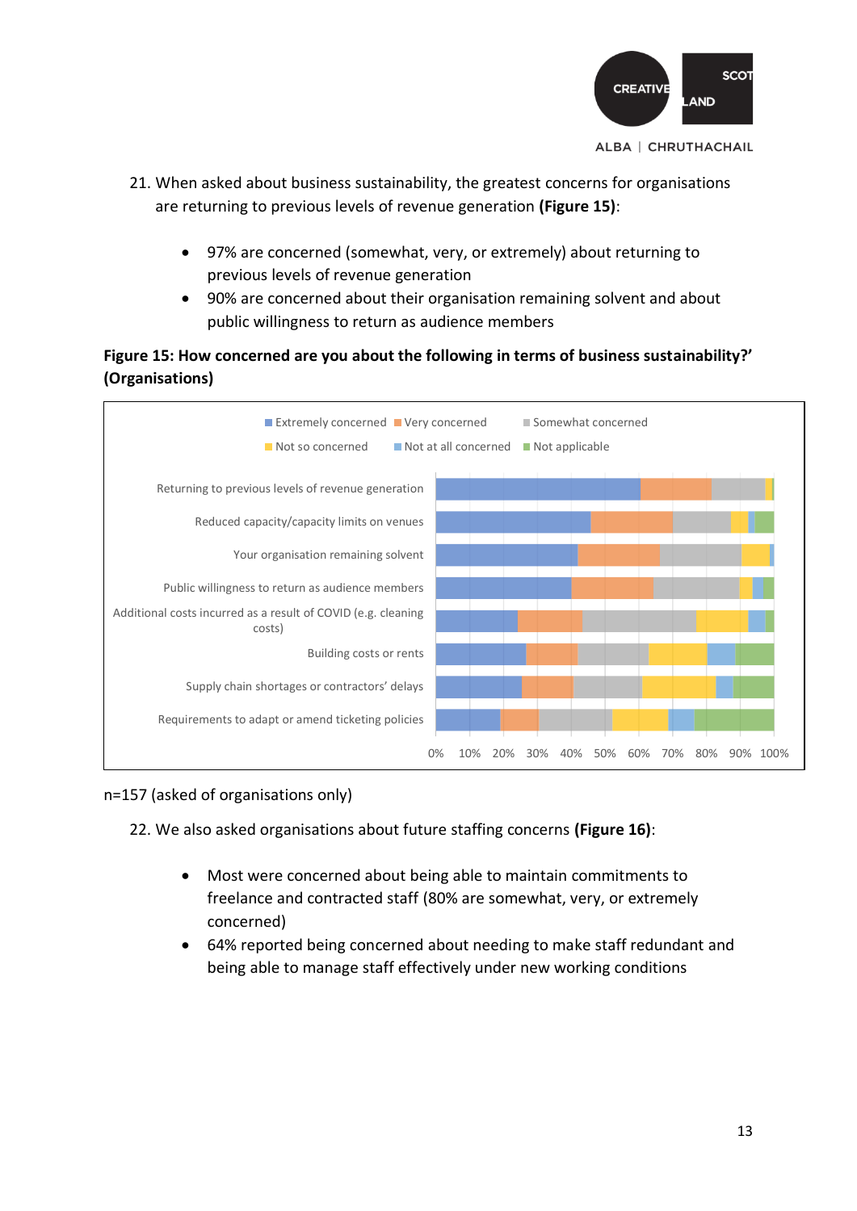21. When asked about business sustainability, the greatest concerns for organisations are returning to previous levels of revenue generation **(Figure 15)**:

- 97% are concerned (somewhat, very, or extremely) about returning to previous levels of revenue generation
- 90% are concerned about their organisation remaining solvent and about public willingness to return as audience members

**Figure 15: How concerned are you about the following in terms of business sustainability?' (Organisations)**

Extremely concerned | Very concerned | Somewhat concerned | Not so concerned | Not at all concerned | Not applicable

Returning to previous levels of revenue generation

Reduced capacity/capacity limits on venues

Your organisation remaining solvent

Public willingness to return as audience members

Additional costs incurred as a result of COVID (e.g. cleaning costs)

Building costs or rents

Supply chain shortages or contractors' delays

Requirements to adapt or amend ticketing policies

0% 10% 20% 30% 40% 50% 60% 70% 80% 90% 100%

n=157 (asked of organisations only)

22. We also asked organisations about future staffing concerns **(Figure 16)**:

- Most were concerned about being able to maintain commitments to freelance and contracted staff (80% are somewhat, very, or extremely concerned)
- 64% reported being concerned about needing to make staff redundant and being able to manage staff effectively under new working conditions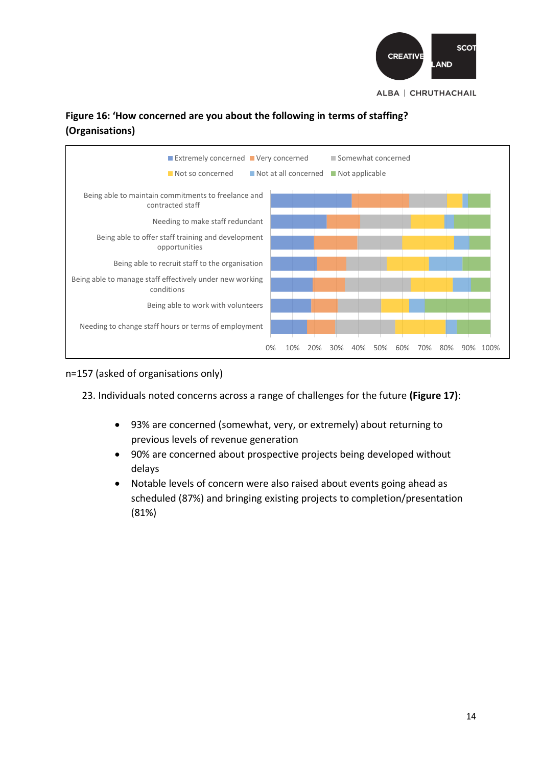**Figure 16: 'How concerned are you about the following in terms of staffing? (Organisations)**

n=157 (asked of organisations only)

23. Individuals noted concerns across a range of challenges for the future **(Figure 17)**:

- 93% are concerned (somewhat, very, or extremely) about returning to previous levels of revenue generation
- 90% are concerned about prospective projects being developed without delays
- Notable levels of concern were also raised about events going ahead as scheduled (87%) and bringing existing projects to completion/presentation (81%)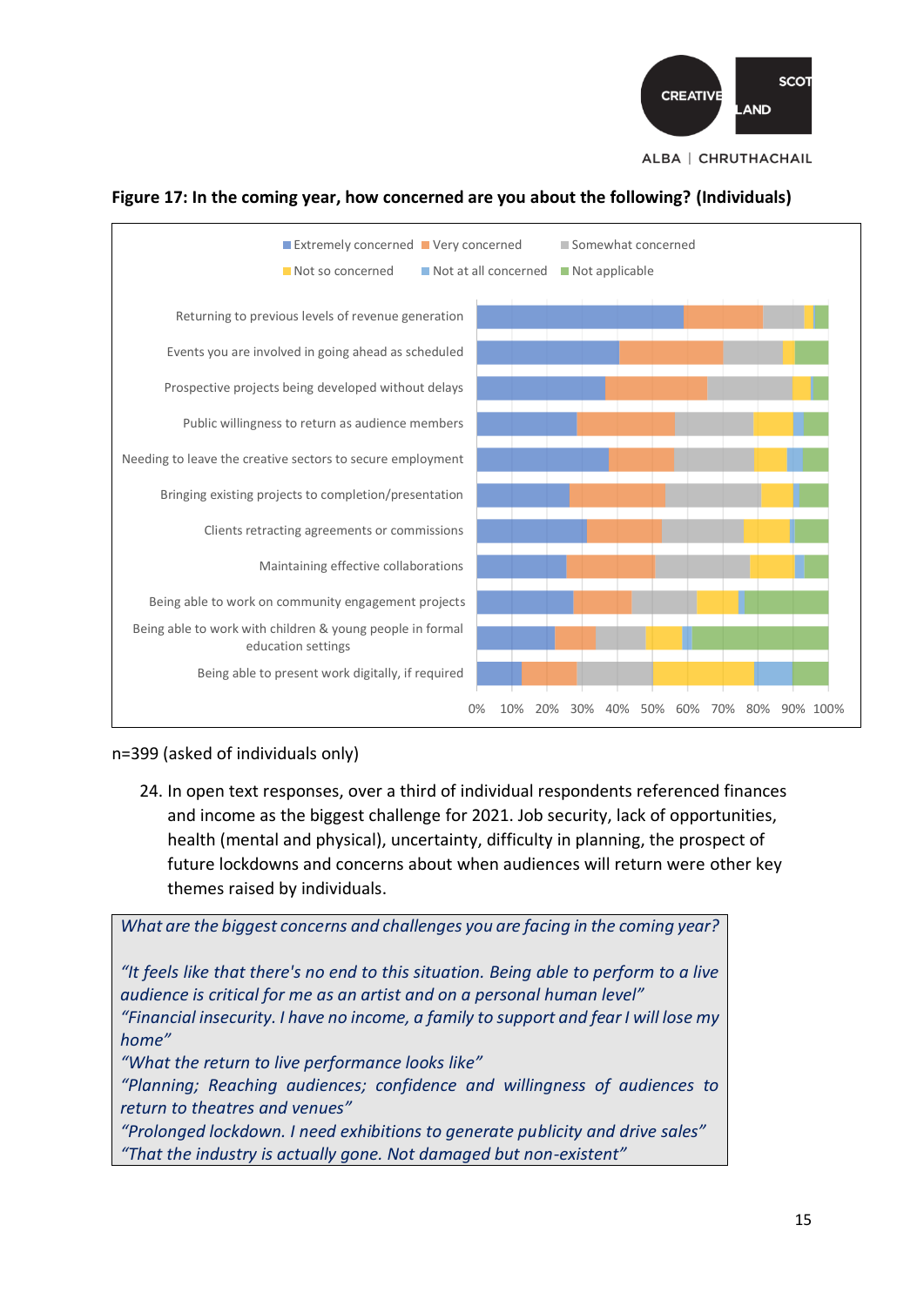**Figure 17: In the coming year, how concerned are you about the following? (Individuals)**

n=399 (asked of individuals only)

24. In open text responses, over a third of individual respondents referenced finances and income as the biggest challenge for 2021. Job security, lack of opportunities, health (mental and physical), uncertainty, difficulty in planning, the prospect of future lockdowns and concerns about when audiences will return were other key themes raised by individuals.

*What are the biggest concerns and challenges you are facing in the coming year?*

*"It feels like that there's no end to this situation. Being able to perform to a live audience is critical for me as an artist and on a personal human level"*
*"Financial insecurity. I have no income, a family to support and fear I will lose my home"*
*"What the return to live performance looks like"*
*"Planning; Reaching audiences; confidence and willingness of audiences to return to theatres and venues"*
*"Prolonged lockdown. I need exhibitions to generate publicity and drive sales"*
*"That the industry is actually gone. Not damaged but non-existent"*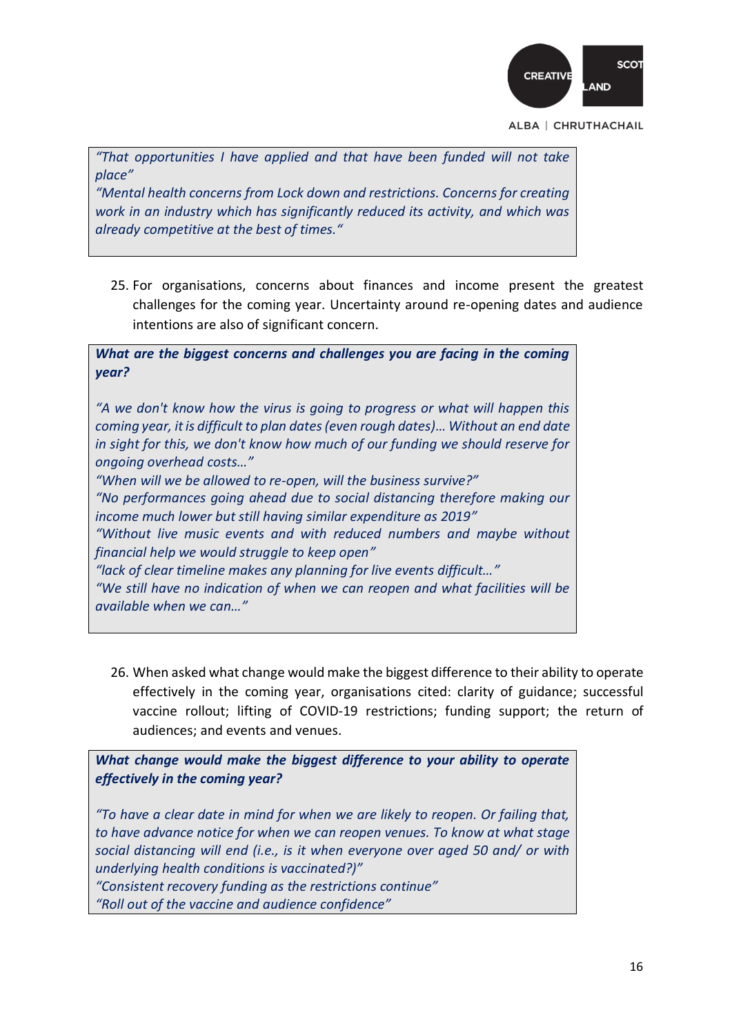*"That opportunities I have applied and that have been funded will not take place"*
*"Mental health concerns from Lock down and restrictions. Concerns for creating work in an industry which has significantly reduced its activity, and which was already competitive at the best of times."*

25. For organisations, concerns about finances and income present the greatest challenges for the coming year. Uncertainty around re-opening dates and audience intentions are also of significant concern.

***What are the biggest concerns and challenges you are facing in the coming year?***

*"A we don't know how the virus is going to progress or what will happen this coming year, it is difficult to plan dates (even rough dates)… Without an end date in sight for this, we don't know how much of our funding we should reserve for ongoing overhead costs…"*
*"When will we be allowed to re-open, will the business survive?"*
*"No performances going ahead due to social distancing therefore making our income much lower but still having similar expenditure as 2019"*
*"Without live music events and with reduced numbers and maybe without financial help we would struggle to keep open"*
*"lack of clear timeline makes any planning for live events difficult…"*
*"We still have no indication of when we can reopen and what facilities will be available when we can…"*

26. When asked what change would make the biggest difference to their ability to operate effectively in the coming year, organisations cited: clarity of guidance; successful vaccine rollout; lifting of COVID-19 restrictions; funding support; the return of audiences; and events and venues.

***What change would make the biggest difference to your ability to operate effectively in the coming year?***

*"To have a clear date in mind for when we are likely to reopen. Or failing that, to have advance notice for when we can reopen venues. To know at what stage social distancing will end (i.e., is it when everyone over aged 50 and/ or with underlying health conditions is vaccinated?)"*
*"Consistent recovery funding as the restrictions continue"*
*"Roll out of the vaccine and audience confidence"*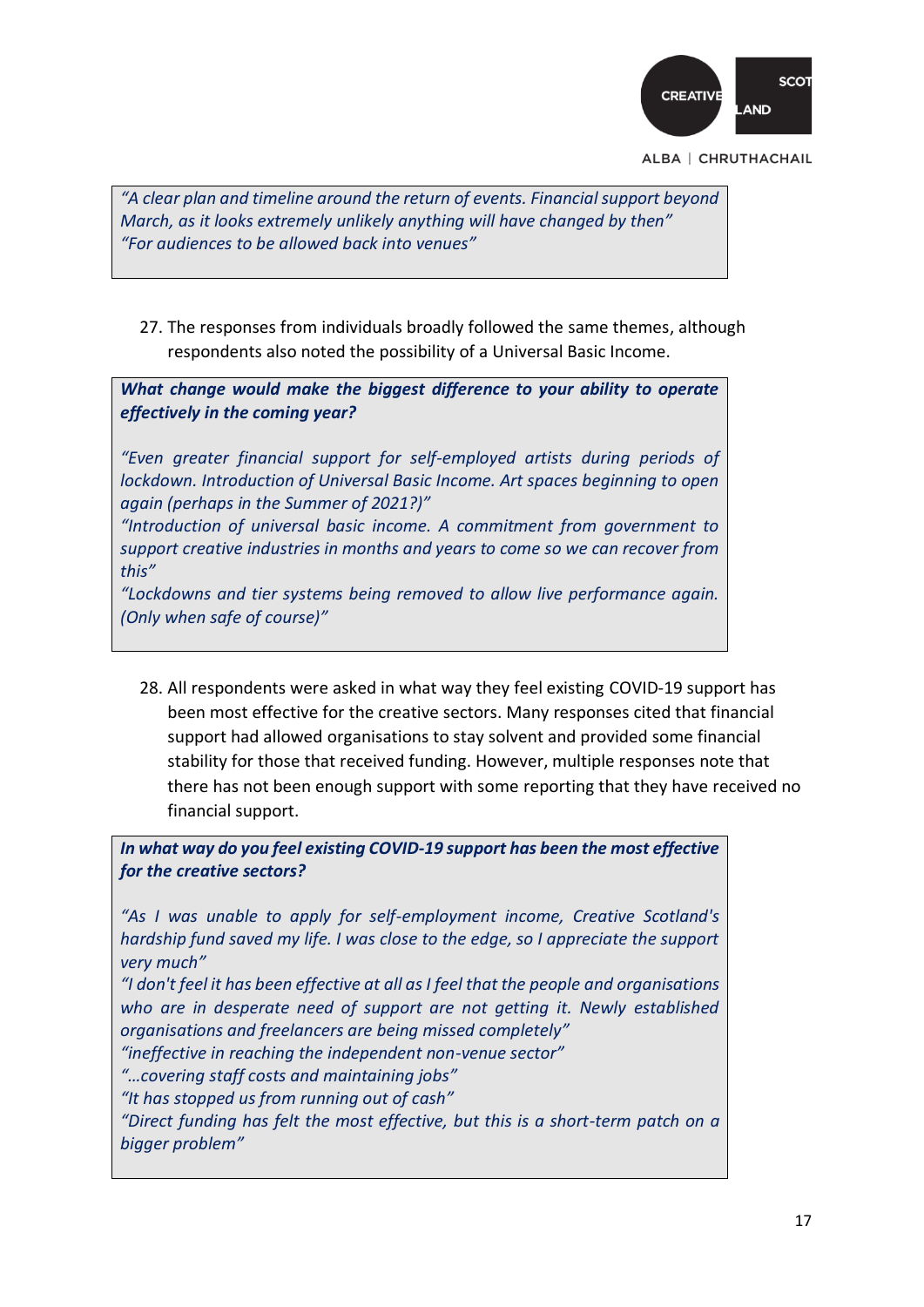*"A clear plan and timeline around the return of events. Financial support beyond March, as it looks extremely unlikely anything will have changed by then"*
*"For audiences to be allowed back into venues"*

27. The responses from individuals broadly followed the same themes, although respondents also noted the possibility of a Universal Basic Income.

***What change would make the biggest difference to your ability to operate effectively in the coming year?***

*"Even greater financial support for self-employed artists during periods of lockdown. Introduction of Universal Basic Income. Art spaces beginning to open again (perhaps in the Summer of 2021?)"*
*"Introduction of universal basic income. A commitment from government to support creative industries in months and years to come so we can recover from this"*
*"Lockdowns and tier systems being removed to allow live performance again. (Only when safe of course)"*

28. All respondents were asked in what way they feel existing COVID-19 support has been most effective for the creative sectors. Many responses cited that financial support had allowed organisations to stay solvent and provided some financial stability for those that received funding. However, multiple responses note that there has not been enough support with some reporting that they have received no financial support.

***In what way do you feel existing COVID-19 support has been the most effective for the creative sectors?***

*"As I was unable to apply for self-employment income, Creative Scotland's hardship fund saved my life. I was close to the edge, so I appreciate the support very much"*
*"I don't feel it has been effective at all as I feel that the people and organisations who are in desperate need of support are not getting it. Newly established organisations and freelancers are being missed completely"*
*"ineffective in reaching the independent non-venue sector"*
*"…covering staff costs and maintaining jobs"*
*"It has stopped us from running out of cash"*
*"Direct funding has felt the most effective, but this is a short-term patch on a bigger problem"*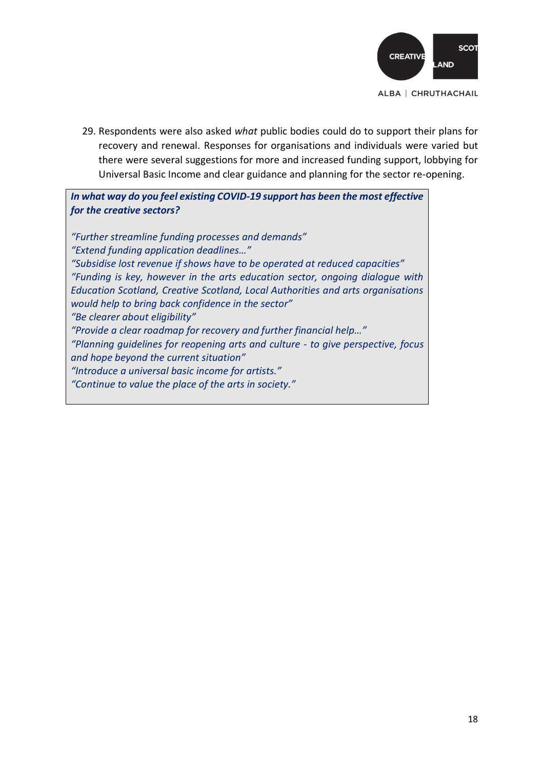29. Respondents were also asked *what* public bodies could do to support their plans for recovery and renewal. Responses for organisations and individuals were varied but there were several suggestions for more and increased funding support, lobbying for Universal Basic Income and clear guidance and planning for the sector re-opening.

> ***In what way do you feel existing COVID-19 support has been the most effective for the creative sectors?***
>
> *"Further streamline funding processes and demands"*
> *"Extend funding application deadlines…"*
> *"Subsidise lost revenue if shows have to be operated at reduced capacities"*
> *"Funding is key, however in the arts education sector, ongoing dialogue with Education Scotland, Creative Scotland, Local Authorities and arts organisations would help to bring back confidence in the sector"*
> *"Be clearer about eligibility"*
> *"Provide a clear roadmap for recovery and further financial help…"*
> *"Planning guidelines for reopening arts and culture - to give perspective, focus and hope beyond the current situation"*
> *"Introduce a universal basic income for artists."*
> *"Continue to value the place of the arts in society."*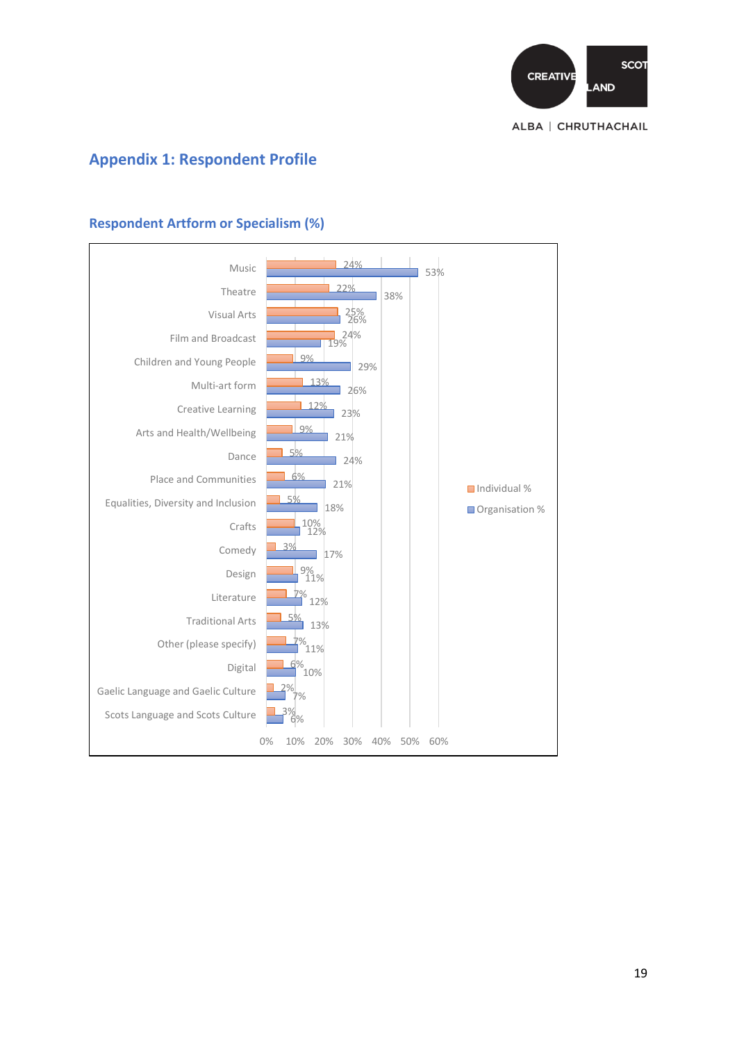## Appendix 1: Respondent Profile

### Respondent Artform or Specialism (%)

| Artform or Specialism | Individual % | Organisation % |
|---|---|---|
| Music | 24% | 53% |
| Theatre | 22% | 38% |
| Visual Arts | 25% | 26% |
| Film and Broadcast | 24% | 19% |
| Children and Young People | 9% | 29% |
| Multi-art form | 13% | 26% |
| Creative Learning | 12% | 23% |
| Arts and Health/Wellbeing | 9% | 21% |
| Dance | 5% | 24% |
| Place and Communities | 6% | 21% |
| Equalities, Diversity and Inclusion | 5% | 18% |
| Crafts | 10% | 12% |
| Comedy | 3% | 17% |
| Design | 9% | 11% |
| Literature | 7% | 12% |
| Traditional Arts | 5% | 13% |
| Other (please specify) | 7% | 11% |
| Digital | 6% | 10% |
| Gaelic Language and Gaelic Culture | 2% | 7% |
| Scots Language and Scots Culture | 3% | 6% |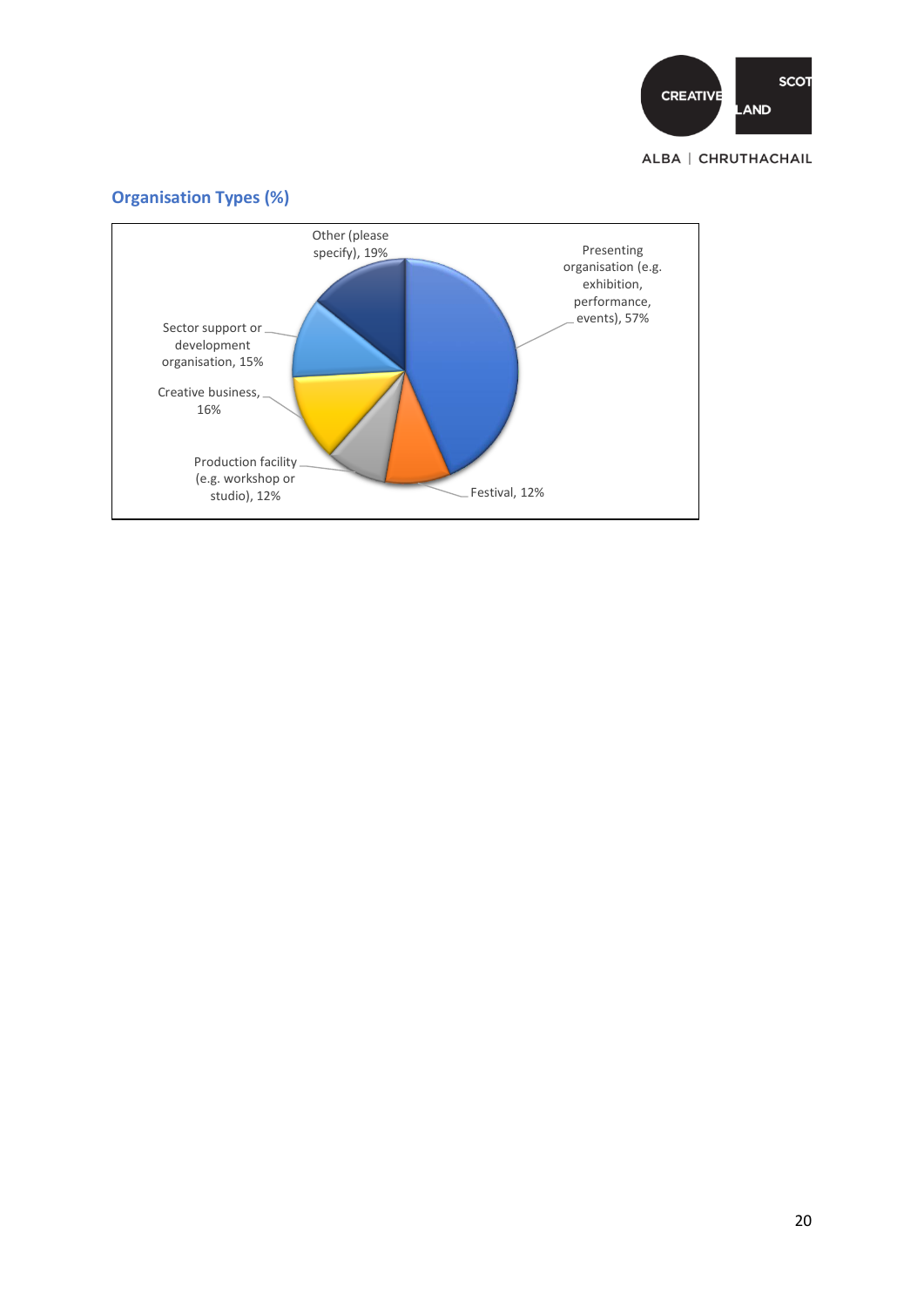## Organisation Types (%)

Other (please specify), 19%

Presenting organisation (e.g. exhibition, performance, events), 57%

Sector support or development organisation, 15%

Creative business, 16%

Production facility (e.g. workshop or studio), 12%

Festival, 12%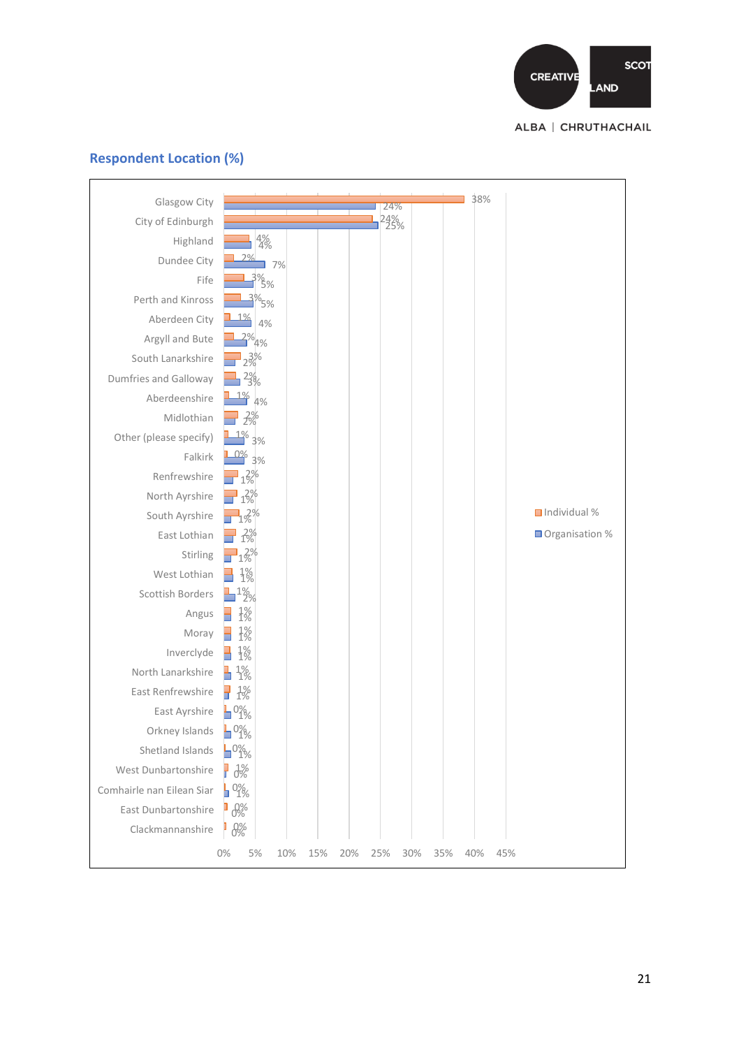## Respondent Location (%)

Glasgow City 38% 24%
City of Edinburgh 24% 25%
Highland 4% 4%
Dundee City 2% 7%
Fife 3% 5%
Perth and Kinross 3% 5%
Aberdeen City 1% 4%
Argyll and Bute 2% 4%
South Lanarkshire 3% 2%
Dumfries and Galloway 2% 3%
Aberdeenshire 1% 4%
Midlothian 2% 2%
Other (please specify) 1% 3%
Falkirk 0% 3%
Renfrewshire 2% 1%
North Ayrshire 2% 1%
South Ayrshire 2% 1%
East Lothian 2% 1%
Stirling 2% 1%
West Lothian 1% 1%
Scottish Borders 1% 2%
Angus 1% 1%
Moray 1% 1%
Inverclyde 1% 1%
North Lanarkshire 1% 1%
East Renfrewshire 1% 1%
East Ayrshire 0% 1%
Orkney Islands 0% 1%
Shetland Islands 0% 1%
West Dunbartonshire 1% 0%
Comhairle nan Eilean Siar 0% 1%
East Dunbartonshire 0% 0%
Clackmannanshire 0% 0%

0% 5% 10% 15% 20% 25% 30% 35% 40% 45%

Individual %
Organisation %